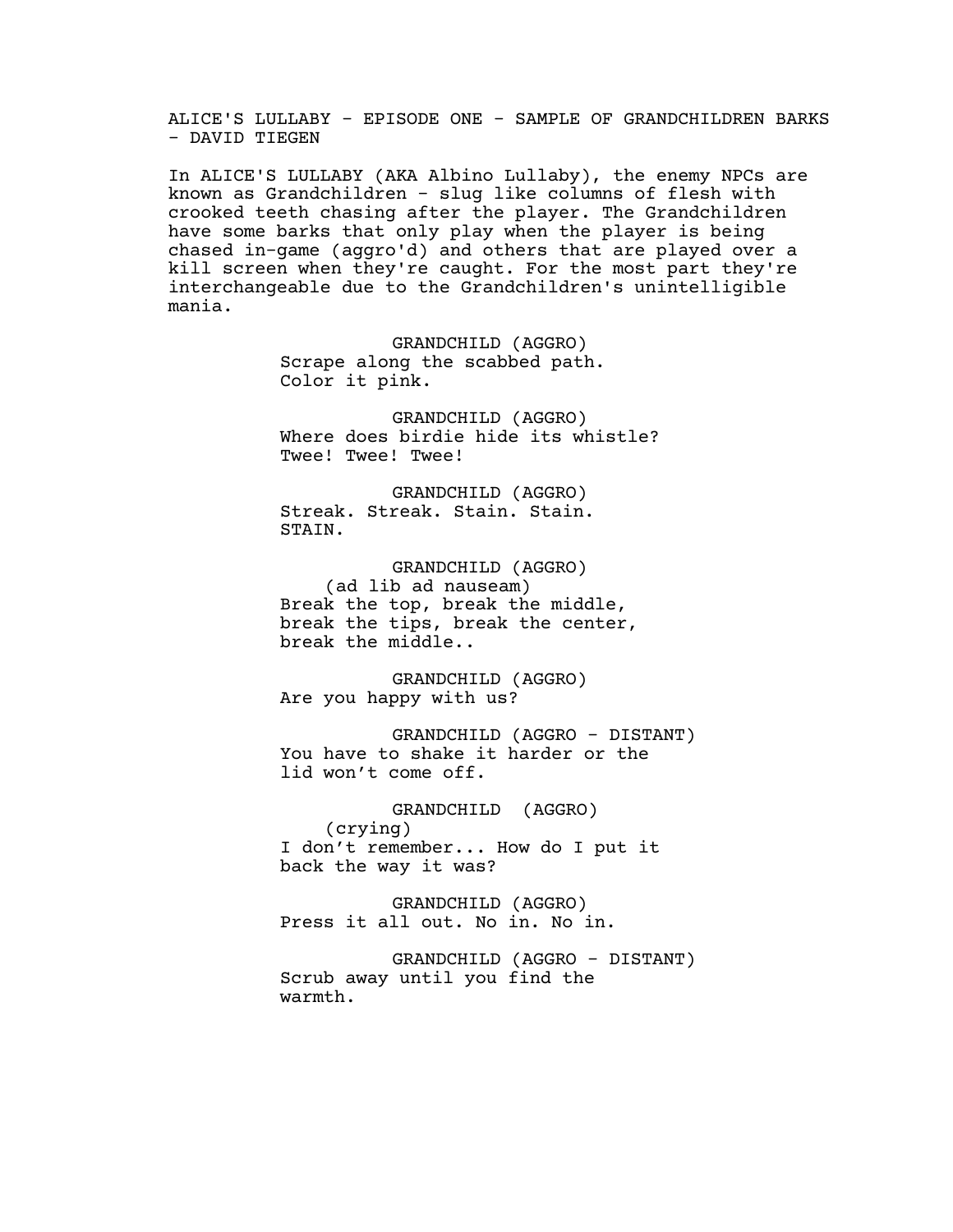ALICE'S LULLABY - EPISODE ONE - SAMPLE OF GRANDCHILDREN BARKS - DAVID TIEGEN

In ALICE'S LULLABY (AKA Albino Lullaby), the enemy NPCs are known as Grandchildren - slug like columns of flesh with crooked teeth chasing after the player. The Grandchildren have some barks that only play when the player is being chased in-game (aggro'd) and others that are played over a kill screen when they're caught. For the most part they're interchangeable due to the Grandchildren's unintelligible mania.

GRANDCHILD (AGGRO)
Scrape along the scabbed path.
Color it pink.

GRANDCHILD (AGGRO)
Where does birdie hide its whistle?
Twee! Twee! Twee!

GRANDCHILD (AGGRO)
Streak. Streak. Stain. Stain.
STAIN.

GRANDCHILD (AGGRO)
(ad lib ad nauseam)
Break the top, break the middle,
break the tips, break the center,
break the middle..

GRANDCHILD (AGGRO)
Are you happy with us?

GRANDCHILD (AGGRO - DISTANT)
You have to shake it harder or the
lid won't come off.

GRANDCHILD (AGGRO)
(crying)
I don't remember... How do I put it
back the way it was?

GRANDCHILD (AGGRO)
Press it all out. No in. No in.

GRANDCHILD (AGGRO - DISTANT)
Scrub away until you find the
warmth.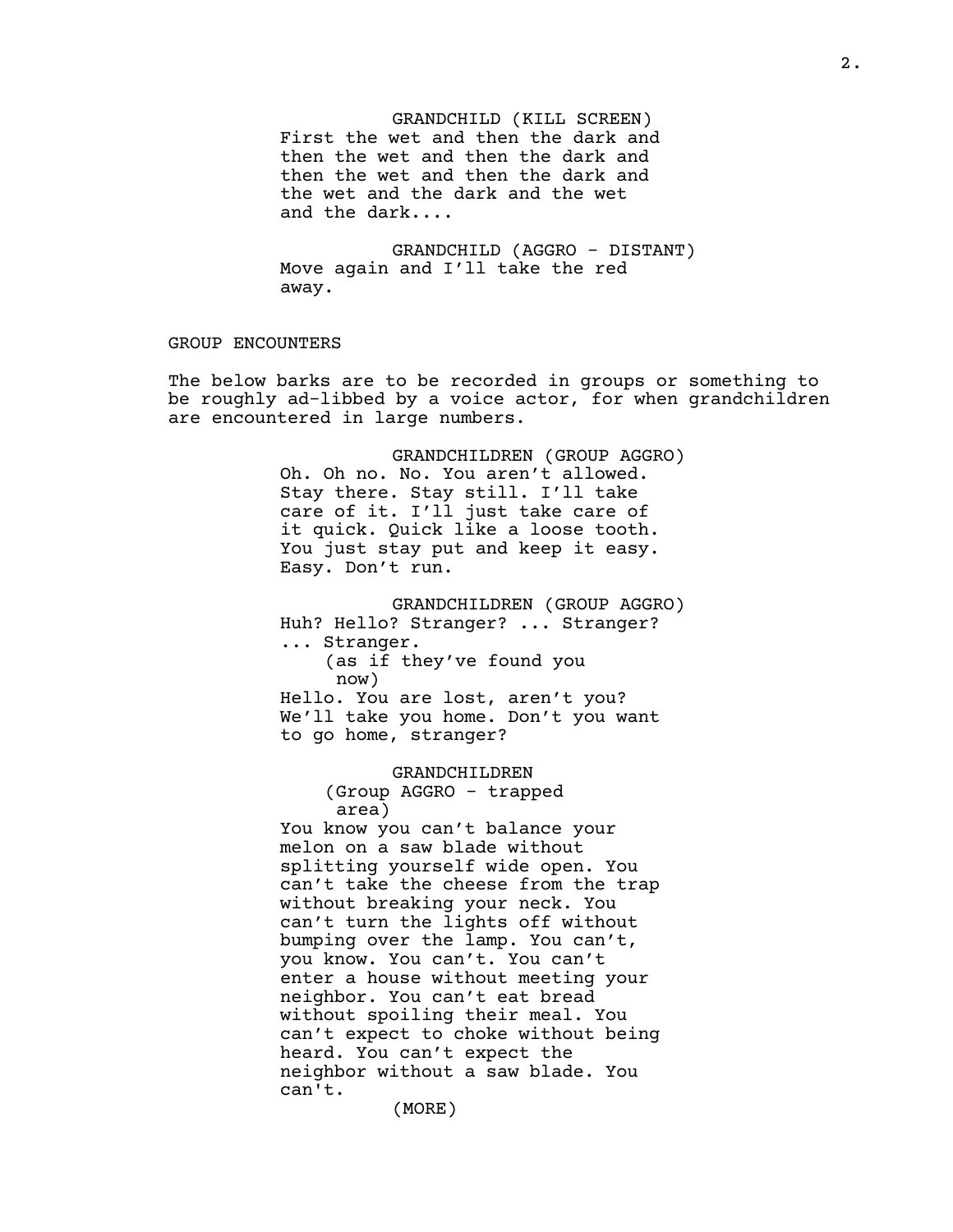GRANDCHILD (KILL SCREEN)
First the wet and then the dark and then the wet and then the dark and then the wet and then the dark and the wet and the dark and the wet and the dark....

GRANDCHILD (AGGRO - DISTANT)
Move again and I'll take the red away.

GROUP ENCOUNTERS

The below barks are to be recorded in groups or something to be roughly ad-libbed by a voice actor, for when grandchildren are encountered in large numbers.

GRANDCHILDREN (GROUP AGGRO)
Oh. Oh no. No. You aren't allowed. Stay there. Stay still. I'll take care of it. I'll just take care of it quick. Quick like a loose tooth. You just stay put and keep it easy. Easy. Don't run.

GRANDCHILDREN (GROUP AGGRO)
Huh? Hello? Stranger? ... Stranger? ... Stranger.
(as if they've found you now)
Hello. You are lost, aren't you? We'll take you home. Don't you want to go home, stranger?

GRANDCHILDREN
(Group AGGRO - trapped area)
You know you can't balance your melon on a saw blade without splitting yourself wide open. You can't take the cheese from the trap without breaking your neck. You can't turn the lights off without bumping over the lamp. You can't, you know. You can't. You can't enter a house without meeting your neighbor. You can't eat bread without spoiling their meal. You can't expect to choke without being heard. You can't expect the neighbor without a saw blade. You can't.
(MORE)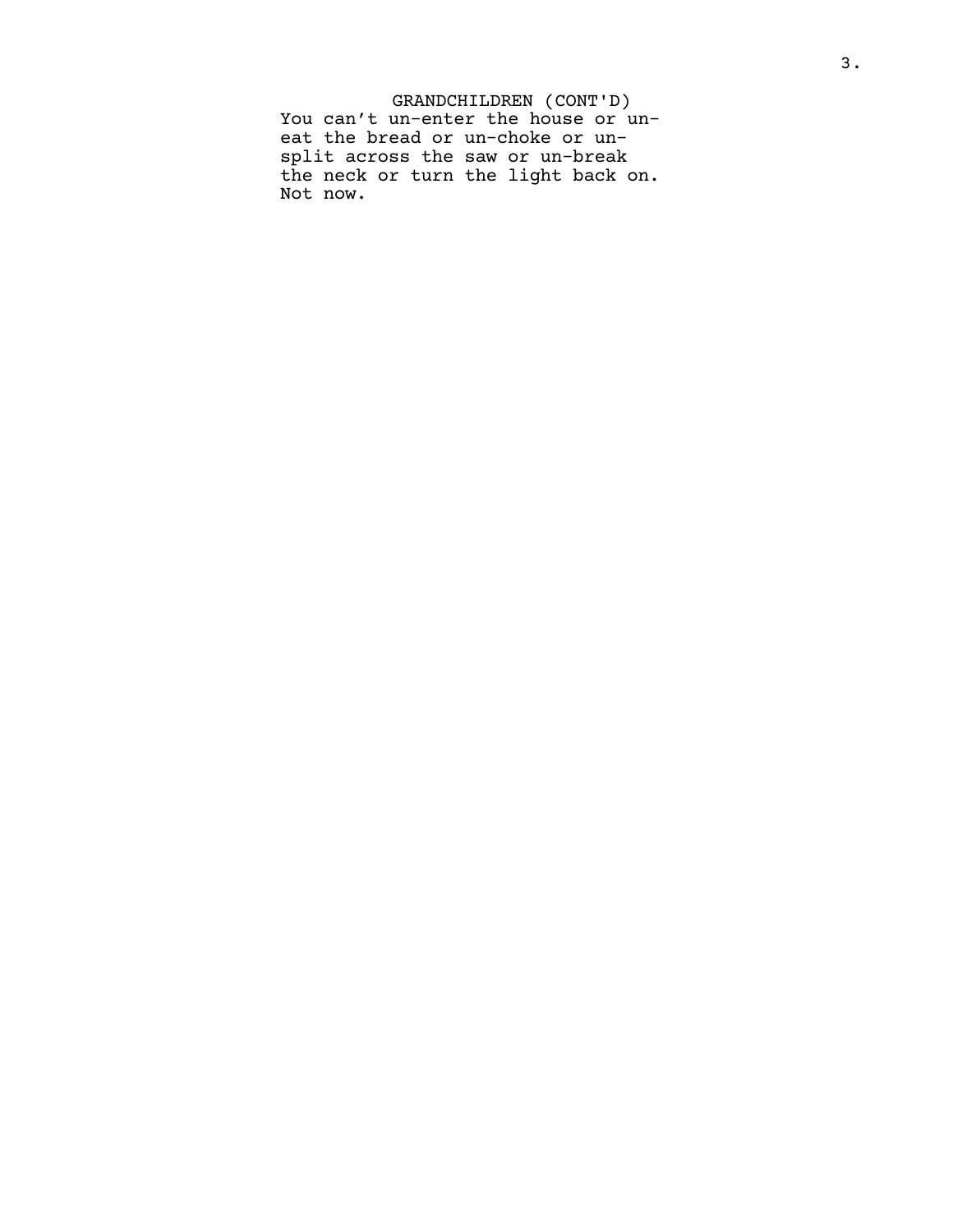GRANDCHILDREN (CONT'D)

You can’t un-enter the house or un-eat the bread or un-choke or un-split across the saw or un-break the neck or turn the light back on. Not now.